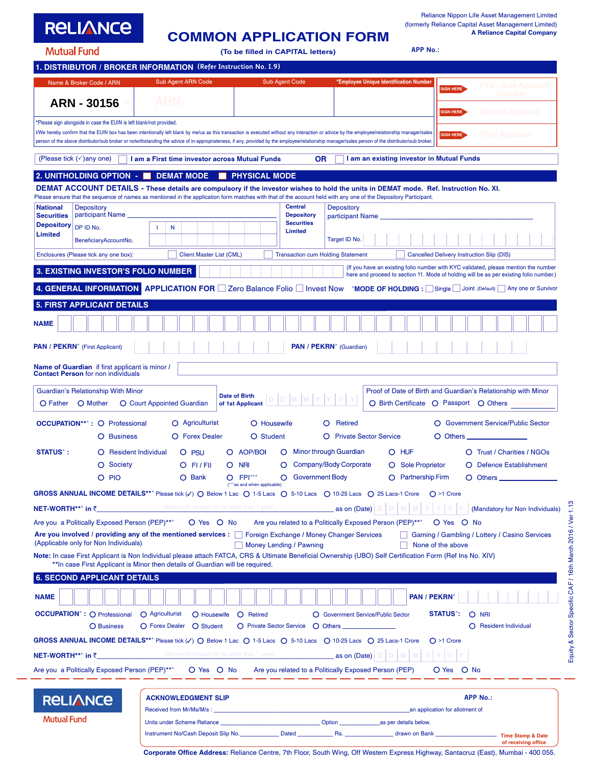**RELIANCE Mutual Fund**

# COMMON APPLICATION FORM

(To be filled in CAPITAL letters)

Reliance Nippon Life Asset Management Limited
(formerly Reliance Capital Asset Management Limited)
A Reliance Capital Company

APP No.:

## 1. DISTRIBUTOR / BROKER INFORMATION (Refer Instruction No. I.9)

| Name & Broker Code / ARN | Sub Agent ARN Code | Sub Agent Code | *Employee Unique Identification Number |
|---|---|---|---|
| ARN - 30156 | ARN- | | |

SIGN HERE — First / Sole Applicant / Guardian
SIGN HERE — Second Applicant
SIGN HERE — Third Applicant

*Please sign alongside in case the EUIN is left blank/not provided.

I/We hereby confirm that the EUIN box has been intentionally left blank by me/us as this transaction is executed without any interaction or advice by the employee/relationship manager/sales person of the above distributor/sub broker or notwithstanding the advice of in-appropriateness, if any, provided by the employee/relationship manager/sales person of the distributor/sub broker.

(Please tick (✓)any one) ☐ I am a First time investor across Mutual Funds **OR** ☐ I am an existing investor in Mutual Funds

## 2. UNITHOLDING OPTION - ☐ DEMAT MODE ☐ PHYSICAL MODE

**DEMAT ACCOUNT DETAILS - These details are compulsory if the investor wishes to hold the units in DEMAT mode. Ref. Instruction No. XI.**
Please ensure that the sequence of names as mentioned in the application form matches with that of the account held with any one of the Depository Participant.

| National Securities Depository Limited | | Central Depository Securities Limited | |
|---|---|---|---|
| Depository participant Name | | Depository participant Name | |
| DP ID No. | I N | Target ID No. | |
| BeneficiaryAccountNo. | | | |

Enclosures (Please tick any one box): ☐ Client Master List (CML) ☐ Transaction cum Holding Statement ☐ Cancelled Delivery Instruction Slip (DIS)

## 3. EXISTING INVESTOR'S FOLIO NUMBER

(If you have an existing folio number with KYC validated, please mention the number here and proceed to section 11. Mode of holding will be as per existing folio number.)

## 4. GENERAL INFORMATION

**APPLICATION FOR** ☐ Zero Balance Folio ☐ Invest Now ^**MODE OF HOLDING :** ☐ Single ☐ Joint (Default) ☐ Any one or Survivor

## 5. FIRST APPLICANT DETAILS

**NAME**

**PAN / PEKRN**^ (First Applicant) **PAN / PEKRN**^ (Guardian)

**Name of Guardian** if first applicant is minor / **Contact Person** for non individuals

Guardian's Relationship With Minor: ○ Father ○ Mother ○ Court Appointed Guardian

**Date of Birth of 1st Applicant** D D M M Y Y Y Y

Proof of Date of Birth and Guardian's Relationship with Minor: ○ Birth Certificate ○ Passport ○ Others (please specify)

**OCCUPATION****^ :** ○ Professional ○ Agriculturist ○ Housewife ○ Retired ○ Government Service/Public Sector ○ Business ○ Forex Dealer ○ Student ○ Private Sector Service ○ Others ____________

**STATUS^ :** ○ Resident Individual ○ PSU ○ AOP/BOI ○ Minor through Guardian ○ HUF ○ Trust / Charities / NGOs ○ Society ○ FI / FII ○ NRI ○ Company/Body Corporate ○ Sole Proprietor ○ Defence Establishment ○ PIO ○ Bank ○ FPI^^^ (^^^as and when applicable) ○ Government Body ○ Partnership Firm ○ Others ____________

**GROSS ANNUAL INCOME DETAILS****^ Please tick (✓) ○ Below 1 Lac ○ 1-5 Lacs ○ 5-10 Lacs ○ 10-25 Lacs ○ 25 Lacs-1 Crore ○ >1 Crore

**NET-WORTH**** in ₹____________ (Net worth should not be older than 1 year) ____________ as on (Date) D D M M Y Y Y Y (Mandatory for Non Individuals)

Are you a Politically Exposed Person (PEP)**^ ○ Yes ○ No Are you related to a Politically Exposed Person (PEP)**^ ○ Yes ○ No

**Are you involved / providing any of the mentioned services :** (Applicable only for Non Individuals) ☐ Foreign Exchange / Money Changer Services ☐ Gaming / Gambling / Lottery / Casino Services ☐ Money Lending / Pawning ☐ None of the above

**Note:** In case First Applicant is Non Individual please attach FATCA, CRS & Ultimate Beneficial Ownership (UBO) Self Certification Form (Ref Ins No. XIV)
**In case First Applicant is Minor then details of Guardian will be required.

## 6. SECOND APPLICANT DETAILS

**NAME** **PAN / PEKRN^**

**OCCUPATION^ :** ○ Professional ○ Agriculturist ○ Housewife ○ Retired ○ Government Service/Public Sector ○ Business ○ Forex Dealer ○ Student ○ Private Sector Service ○ Others ____________

**STATUS^:** ○ NRI ○ Resident Individual

**GROSS ANNUAL INCOME DETAILS****^ Please tick (✓) ○ Below 1 Lac ○ 1-5 Lacs ○ 5-10 Lacs ○ 10-25 Lacs ○ 25 Lacs-1 Crore ○ >1 Crore

**NET-WORTH**** in ₹____________ (Net worth should not be older than 1 year) ____________ as on (Date) D D M M Y Y Y Y

Are you a Politically Exposed Person (PEP)**^ ○ Yes ○ No Are you related to a Politically Exposed Person (PEP) ○ Yes ○ No

Equity & Sector Specific CAF / 16th March 2016 / Ver 1.13

---

**RELIANCE Mutual Fund**

### ACKNOWLEDGMENT SLIP

APP No.:

Received from Mr/Ms/M/s : ____________________ an application for allotment of Units under Scheme Reliance ____________ Option ____________ as per details below.

Instrument No/Cash Deposit Slip No. ________ Dated ________ Rs. ________ drawn on Bank ________

Time Stamp & Date of receiving office

**Corporate Office Address:** Reliance Centre, 7th Floor, South Wing, Off Western Express Highway, Santacruz (East), Mumbai - 400 055.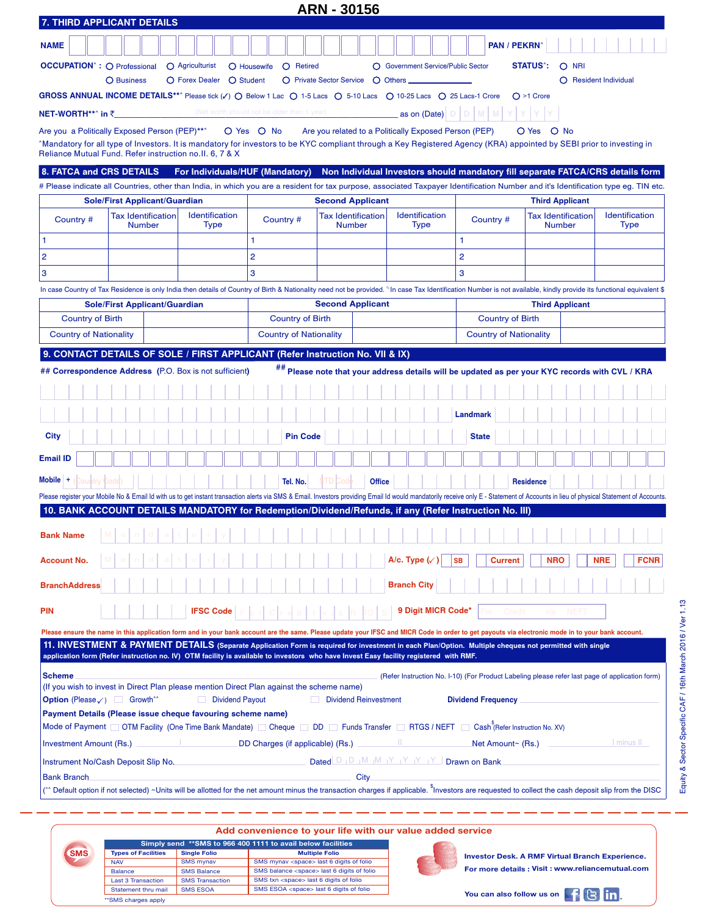# ARN - 30156

## 7. THIRD APPLICANT DETAILS

**NAME** ________________________ **PAN / PEKRN**^ ____________

**OCCUPATION**^ : ○ Professional ○ Agriculturist ○ Housewife ○ Retired ○ Government Service/Public Sector ○ Business ○ Forex Dealer ○ Student ○ Private Sector Service ○ Others ____________

**STATUS**^: ○ NRI ○ Resident Individual

**GROSS ANNUAL INCOME DETAILS**\*\*^ Please tick (✓) ○ Below 1 Lac ○ 1-5 Lacs ○ 5-10 Lacs ○ 10-25 Lacs ○ 25 Lacs-1 Crore ○ >1 Crore

**NET-WORTH**\*\*^ in ₹ ____________ (Net worth should not be older than 1 year) ____________ as on (Date) D D M M Y Y Y Y

Are you a Politically Exposed Person (PEP)\*\*^ ○ Yes ○ No Are you related to a Politically Exposed Person (PEP) ○ Yes ○ No

^Mandatory for all type of Investors. It is mandatory for investors to be KYC compliant through a Key Registered Agency (KRA) appointed by SEBI prior to investing in Reliance Mutual Fund. Refer instruction no.II. 6, 7 & X

## 8. FATCA and CRS DETAILS For Individuals/HUF (Mandatory) Non Individual Investors should mandatory fill separate FATCA/CRS details form

\# Please indicate all Countries, other than India, in which you are a resident for tax purpose, associated Taxpayer Identification Number and it's Identification type eg. TIN etc.

| Sole/First Applicant/Guardian | | | Second Applicant | | | Third Applicant | | |
|---|---|---|---|---|---|---|---|---|
| Country # | Tax Identification Number | Identification Type | Country # | Tax Identification Number | Identification Type | Country # | Tax Identification Number | Identification Type |
| 1 | | | 1 | | | 1 | | |
| 2 | | | 2 | | | 2 | | |
| 3 | | | 3 | | | 3 | | |

In case Country of Tax Residence is only India then details of Country of Birth & Nationality need not be provided. $In case Tax Identification Number is not available, kindly provide its functional equivalent $

| Sole/First Applicant/Guardian | | Second Applicant | | Third Applicant | |
|---|---|---|---|---|---|
| Country of Birth | | Country of Birth | | Country of Birth | |
| Country of Nationality | | Country of Nationality | | Country of Nationality | |

## 9. CONTACT DETAILS OF SOLE / FIRST APPLICANT (Refer Instruction No. VII & IX)

**## Correspondence Address** (P.O. Box is not sufficient) **## Please note that your address details will be updated as per your KYC records with CVL / KRA**

____________ **Landmark** ____________

**City** ____________ **Pin Code** ____________ **State** ____________

**Email ID** ____________

**Mobile** + (Country Code) ____________ **Tel. No.** (STD Code) ____________ **Office** ____________ **Residence** ____________

Please register your Mobile No & Email Id with us to get instant transaction alerts via SMS & Email. Investors providing Email Id would mandatorily receive only E - Statement of Accounts in lieu of physical Statement of Accounts.

## 10. BANK ACCOUNT DETAILS MANDATORY for Redemption/Dividend/Refunds, if any (Refer Instruction No. III)

**Bank Name** Mandatory ____________

**Account No.** Mandatory ____________ **A/c. Type** (✓) ☐ SB ☐ Current ☐ NRO ☐ NRE ☐ FCNR

**BranchAddress** ____________ **Branch City** ____________

**PIN** ____________ **IFSC Code** For Credit via NEFT/RTGS ____________ **9 Digit MICR Code\*** For Credit via NEFT

Please ensure the name in this application form and in your bank account are the same. Please update your IFSC and MICR Code in order to get payouts via electronic mode in to your bank account.

## 11. INVESTMENT & PAYMENT DETAILS (Separate Application Form is required for investment in each Plan/Option. Multiple cheques not permitted with single application form (Refer instruction no. IV) OTM facility is available to investors who have Invest Easy facility registered with RMF.

**Scheme** ____________ (Refer Instruction No. I-10) (For Product Labeling please refer last page of application form)

(If you wish to invest in Direct Plan please mention Direct Plan against the scheme name)

**Option** (Please ✓) ☐ Growth^^ ☐ Dividend Payout ☐ Dividend Reinvestment **Dividend Frequency** ____________

**Payment Details (Please issue cheque favouring scheme name)**

Mode of Payment ☐ OTM Facility (One Time Bank Mandate) ☐ Cheque ☐ DD ☐ Funds Transfer ☐ RTGS / NEFT ☐ Cash$ (Refer Instruction No. XV)

Investment Amount (Rs.) ____ I ____ DD Charges (if applicable) (Rs.) ____ II ____ Net Amount~ (Rs.) ____ I minus II ____

Instrument No/Cash Deposit Slip No. ____________ Dated D D M M Y Y Y Y Drawn on Bank ____________

Bank Branch ____________ City ____________

(^^ Default option if not selected) ~Units will be allotted for the net amount minus the transaction charges if applicable. $Investors are requested to collect the cash deposit slip from the DISC

Equity & Sector Specific CAF / 16th March 2016 / Ver 1.13

---

**Add convenience to your life with our value added service**

**SMS** Simply send **\*\*SMS to 966 400 1111 to avail below facilities**

| Types of Facilities | Single Folio | Multiple Folio |
|---|---|---|
| NAV | SMS mynav | SMS mynav <space> last 6 digits of folio |
| Balance | SMS Balance | SMS balance <space> last 6 digits of folio |
| Last 3 Transaction | SMS Transaction | SMS txn <space> last 6 digits of folio |
| Statement thru mail | SMS ESOA | SMS ESOA <space> last 6 digits of folio |

\*\*SMS charges apply

**Investor Desk. A RMF Virtual Branch Experience.**

**For more details : Visit : www.reliancemutual.com**

**You can also follow us on**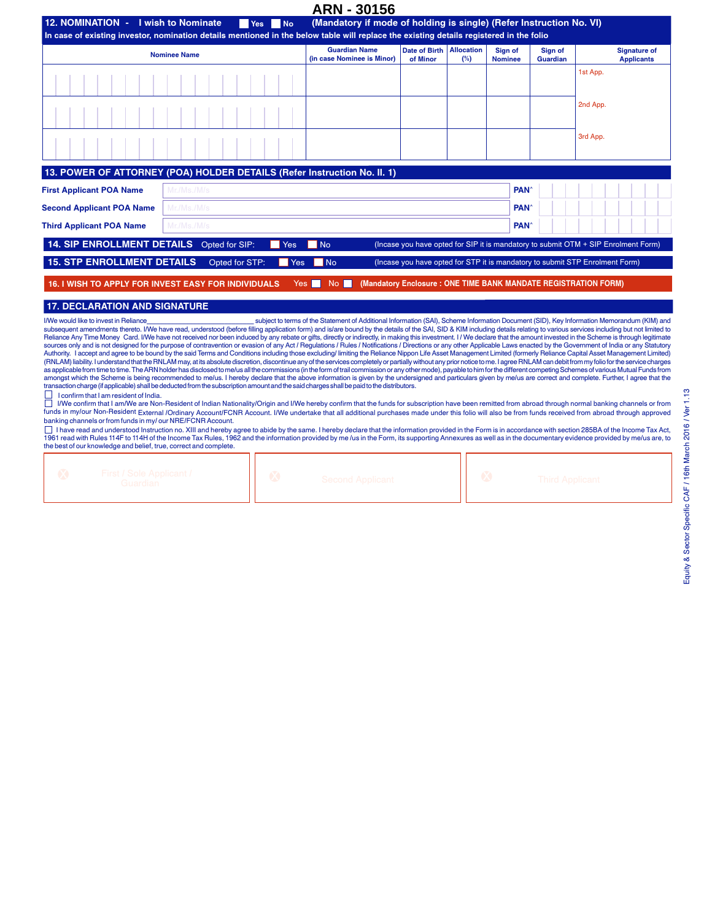# ARN - 30156

## 12. NOMINATION - I wish to Nominate ☐ Yes ☐ No (Mandatory if mode of holding is single) (Refer Instruction No. VI)

In case of existing investor, nomination details mentioned in the below table will replace the existing details registered in the folio

| Nominee Name | Guardian Name (in case Nominee is Minor) | Date of Birth of Minor | Allocation (%) | Sign of Nominee | Sign of Guardian | Signature of Applicants |
|---|---|---|---|---|---|---|
| | | | | | | 1st App. |
| | | | | | | 2nd App. |
| | | | | | | 3rd App. |

## 13. POWER OF ATTORNEY (POA) HOLDER DETAILS (Refer Instruction No. II. 1)

**First Applicant POA Name** Mr./Ms./M/s **PAN^**

**Second Applicant POA Name** Mr./Ms./M/s **PAN^**

**Third Applicant POA Name** Mr./Ms./M/s **PAN^**

## 14. SIP ENROLLMENT DETAILS

Opted for SIP: ☐ Yes ☐ No (Incase you have opted for SIP it is mandatory to submit OTM + SIP Enrolment Form)

## 15. STP ENROLLMENT DETAILS

Opted for STP: ☐ Yes ☐ No (Incase you have opted for STP it is mandatory to submit STP Enrolment Form)

## 16. I WISH TO APPLY FOR INVEST EASY FOR INDIVIDUALS

Yes ☐ No ☐ (Mandatory Enclosure : ONE TIME BANK MANDATE REGISTRATION FORM)

## 17. DECLARATION AND SIGNATURE

I/We would like to invest in Reliance\_\_\_\_\_\_\_\_\_\_\_\_\_\_\_\_\_\_\_\_\_\_\_\_ subject to terms of the Statement of Additional Information (SAI), Scheme Information Document (SID), Key Information Memorandum (KIM) and subsequent amendments thereto. I/We have read, understood (before filling application form) and is/are bound by the details of the SAI, SID & KIM including details relating to various services including but not limited to Reliance Any Time Money Card. I/We have not received nor been induced by any rebate or gifts, directly or indirectly, in making this investment. I / We declare that the amount invested in the Scheme is through legitimate sources only and is not designed for the purpose of contravention or evasion of any Act / Regulations / Rules / Notifications / Directions or any other Applicable Laws enacted by the Government of India or any Statutory Authority. I accept and agree to be bound by the said Terms and Conditions including those excluding/ limiting the Reliance Nippon Life Asset Management Limited (formerly Reliance Capital Asset Management Limited) (RNLAM) liability. I understand that the RNLAM may, at its absolute discretion, discontinue any of the services completely or partially without any prior notice to me. I agree RNLAM can debit from my folio for the service charges as applicable from time to time. The ARN holder has disclosed to me/us all the commissions (in the form of trail commission or any other mode), payable to him for the different competing Schemes of various Mutual Funds from amongst which the Scheme is being recommended to me/us. I hereby declare that the above information is given by the undersigned and particulars given by me/us are correct and complete. Further, I agree that the transaction charge (if applicable) shall be deducted from the subscription amount and the said charges shall be paid to the distributors.

☐ I confirm that I am resident of India.

☐ I/We confirm that I am/We are Non-Resident of Indian Nationality/Origin and I/We hereby confirm that the funds for subscription have been remitted from abroad through normal banking channels or from funds in my/our Non-Resident External /Ordinary Account/FCNR Account. I/We undertake that all additional purchases made under this folio will also be from funds received from abroad through approved banking channels or from funds in my/ our NRE/FCNR Account.

☐ I have read and understood Instruction no. XIII and hereby agree to abide by the same. I hereby declare that the information provided in the Form is in accordance with section 285BA of the Income Tax Act, 1961 read with Rules 114F to 114H of the Income Tax Rules, 1962 and the information provided by me /us in the Form, its supporting Annexures as well as in the documentary evidence provided by me/us are, to the best of our knowledge and belief, true, correct and complete.

| First / Sole Applicant / Guardian | Second Applicant | Third Applicant |
|---|---|---|
| | | |

Equity & Sector Specific CAF / 16th March 2016 / Ver 1.13